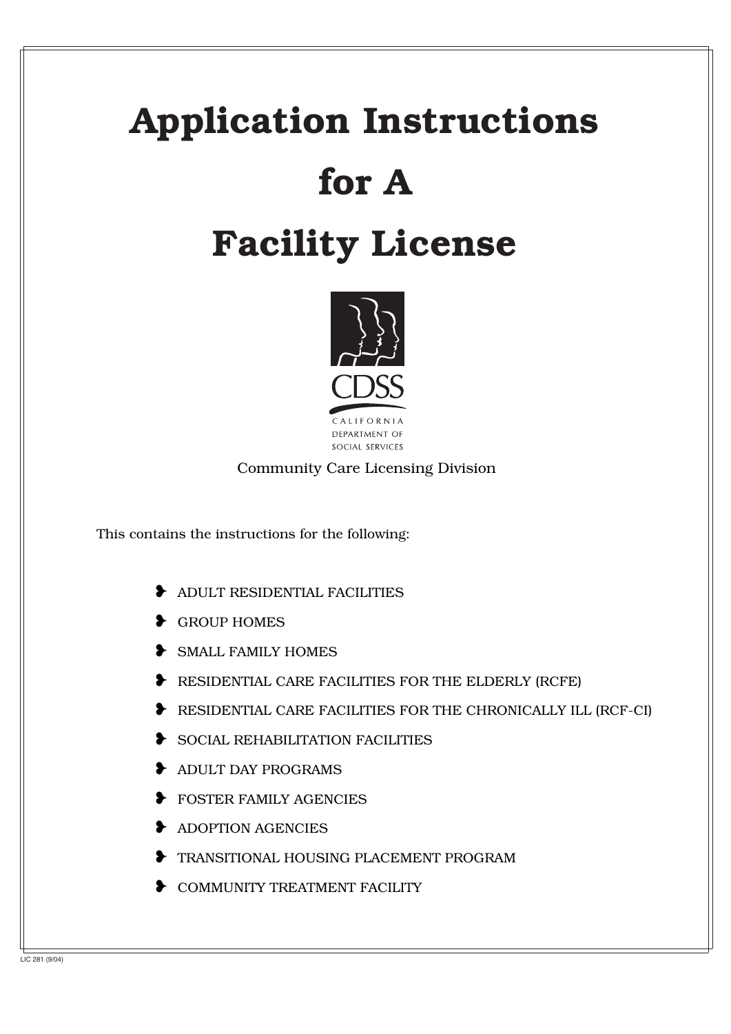# Application Instructions for A Facility License

CALIFORNIA DEPARTMENT OF SOCIAL SERVICES

Community Care Licensing Division

This contains the instructions for the following:

- ADULT RESIDENTIAL FACILITIES
- GROUP HOMES
- SMALL FAMILY HOMES
- RESIDENTIAL CARE FACILITIES FOR THE ELDERLY (RCFE)
- RESIDENTIAL CARE FACILITIES FOR THE CHRONICALLY ILL (RCF-CI)
- SOCIAL REHABILITATION FACILITIES
- ADULT DAY PROGRAMS
- FOSTER FAMILY AGENCIES
- ADOPTION AGENCIES
- TRANSITIONAL HOUSING PLACEMENT PROGRAM
- COMMUNITY TREATMENT FACILITY

LIC 281 (9/04)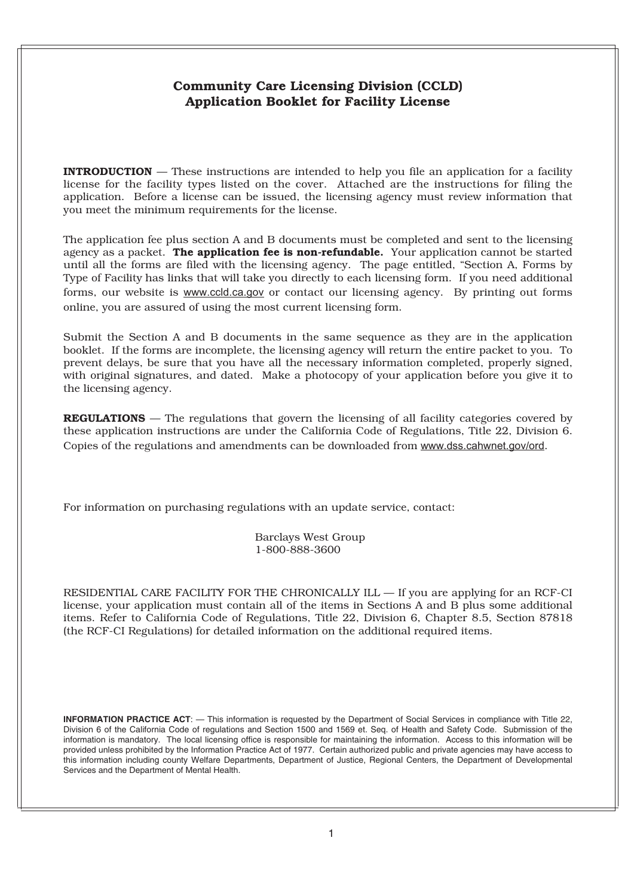# Community Care Licensing Division (CCLD)
# Application Booklet for Facility License

**INTRODUCTION** — These instructions are intended to help you file an application for a facility license for the facility types listed on the cover. Attached are the instructions for filing the application. Before a license can be issued, the licensing agency must review information that you meet the minimum requirements for the license.

The application fee plus section A and B documents must be completed and sent to the licensing agency as a packet. **The application fee is non-refundable.** Your application cannot be started until all the forms are filed with the licensing agency. The page entitled, "Section A, Forms by Type of Facility has links that will take you directly to each licensing form. If you need additional forms, our website is www.ccld.ca.gov or contact our licensing agency. By printing out forms online, you are assured of using the most current licensing form.

Submit the Section A and B documents in the same sequence as they are in the application booklet. If the forms are incomplete, the licensing agency will return the entire packet to you. To prevent delays, be sure that you have all the necessary information completed, properly signed, with original signatures, and dated. Make a photocopy of your application before you give it to the licensing agency.

**REGULATIONS** — The regulations that govern the licensing of all facility categories covered by these application instructions are under the California Code of Regulations, Title 22, Division 6. Copies of the regulations and amendments can be downloaded from www.dss.cahwnet.gov/ord.

For information on purchasing regulations with an update service, contact:

Barclays West Group
1-800-888-3600

RESIDENTIAL CARE FACILITY FOR THE CHRONICALLY ILL — If you are applying for an RCF-CI license, your application must contain all of the items in Sections A and B plus some additional items. Refer to California Code of Regulations, Title 22, Division 6, Chapter 8.5, Section 87818 (the RCF-CI Regulations) for detailed information on the additional required items.

**INFORMATION PRACTICE ACT**: — This information is requested by the Department of Social Services in compliance with Title 22, Division 6 of the California Code of regulations and Section 1500 and 1569 et. Seq. of Health and Safety Code. Submission of the information is mandatory. The local licensing office is responsible for maintaining the information. Access to this information will be provided unless prohibited by the Information Practice Act of 1977. Certain authorized public and private agencies may have access to this information including county Welfare Departments, Department of Justice, Regional Centers, the Department of Developmental Services and the Department of Mental Health.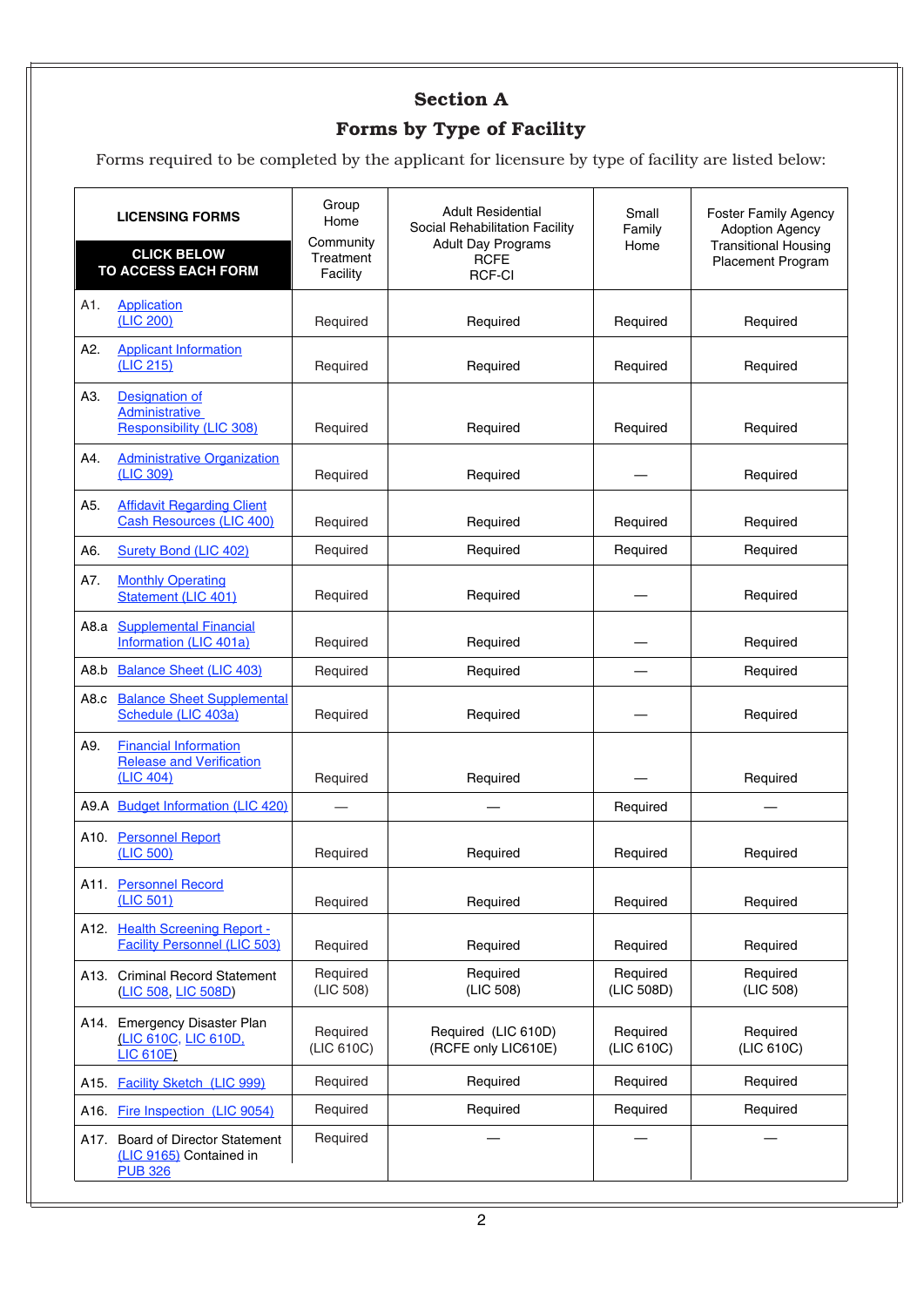## Section A

## Forms by Type of Facility

Forms required to be completed by the applicant for licensure by type of facility are listed below:

| LICENSING FORMS<br>CLICK BELOW TO ACCESS EACH FORM | Group Home<br>Community Treatment Facility | Adult Residential<br>Social Rehabilitation Facility<br>Adult Day Programs<br>RCFE<br>RCF-CI | Small Family Home | Foster Family Agency<br>Adoption Agency<br>Transitional Housing Placement Program |
|---|---|---|---|---|
| A1. Application (LIC 200) | Required | Required | Required | Required |
| A2. Applicant Information (LIC 215) | Required | Required | Required | Required |
| A3. Designation of Administrative Responsibility (LIC 308) | Required | Required | Required | Required |
| A4. Administrative Organization (LIC 309) | Required | Required | — | Required |
| A5. Affidavit Regarding Client Cash Resources (LIC 400) | Required | Required | Required | Required |
| A6. Surety Bond (LIC 402) | Required | Required | Required | Required |
| A7. Monthly Operating Statement (LIC 401) | Required | Required | — | Required |
| A8.a Supplemental Financial Information (LIC 401a) | Required | Required | — | Required |
| A8.b Balance Sheet (LIC 403) | Required | Required | — | Required |
| A8.c Balance Sheet Supplemental Schedule (LIC 403a) | Required | Required | — | Required |
| A9. Financial Information Release and Verification (LIC 404) | Required | Required | — | Required |
| A9.A Budget Information (LIC 420) | — | — | Required | — |
| A10. Personnel Report (LIC 500) | Required | Required | Required | Required |
| A11. Personnel Record (LIC 501) | Required | Required | Required | Required |
| A12. Health Screening Report - Facility Personnel (LIC 503) | Required | Required | Required | Required |
| A13. Criminal Record Statement (LIC 508, LIC 508D) | Required (LIC 508) | Required (LIC 508) | Required (LIC 508D) | Required (LIC 508) |
| A14. Emergency Disaster Plan (LIC 610C, LIC 610D, LIC 610E) | Required (LIC 610C) | Required (LIC 610D) (RCFE only LIC610E) | Required (LIC 610C) | Required (LIC 610C) |
| A15. Facility Sketch (LIC 999) | Required | Required | Required | Required |
| A16. Fire Inspection (LIC 9054) | Required | Required | Required | Required |
| A17. Board of Director Statement (LIC 9165) Contained in PUB 326 | Required | — | — | — |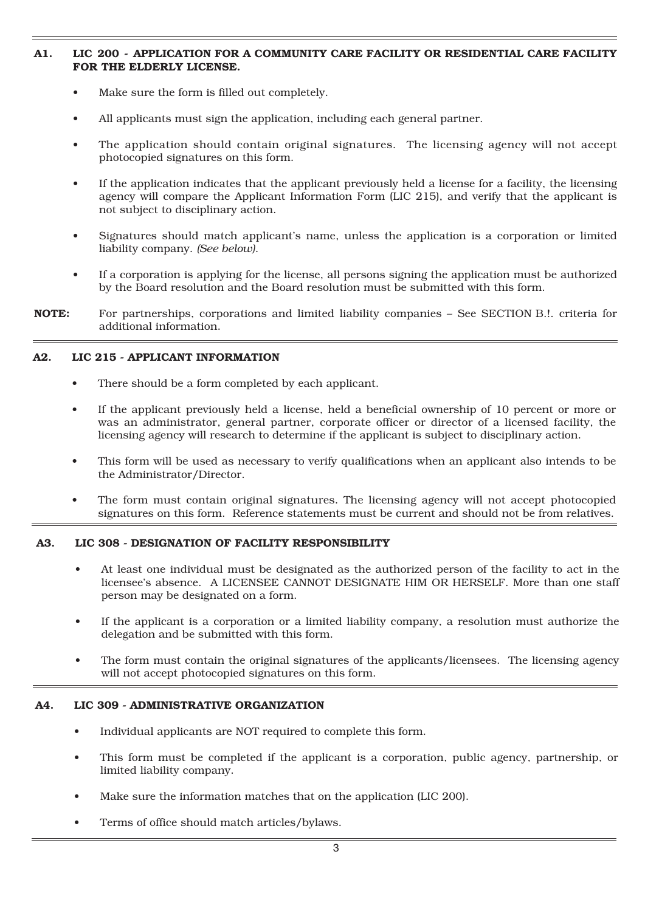### A1. LIC 200 - APPLICATION FOR A COMMUNITY CARE FACILITY OR RESIDENTIAL CARE FACILITY FOR THE ELDERLY LICENSE.

- Make sure the form is filled out completely.
- All applicants must sign the application, including each general partner.
- The application should contain original signatures. The licensing agency will not accept photocopied signatures on this form.
- If the application indicates that the applicant previously held a license for a facility, the licensing agency will compare the Applicant Information Form (LIC 215), and verify that the applicant is not subject to disciplinary action.
- Signatures should match applicant's name, unless the application is a corporation or limited liability company. *(See below).*
- If a corporation is applying for the license, all persons signing the application must be authorized by the Board resolution and the Board resolution must be submitted with this form.

**NOTE:** For partnerships, corporations and limited liability companies – See SECTION B.!. criteria for additional information.

### A2. LIC 215 - APPLICANT INFORMATION

- There should be a form completed by each applicant.
- If the applicant previously held a license, held a beneficial ownership of 10 percent or more or was an administrator, general partner, corporate officer or director of a licensed facility, the licensing agency will research to determine if the applicant is subject to disciplinary action.
- This form will be used as necessary to verify qualifications when an applicant also intends to be the Administrator/Director.
- The form must contain original signatures. The licensing agency will not accept photocopied signatures on this form. Reference statements must be current and should not be from relatives.

### A3. LIC 308 - DESIGNATION OF FACILITY RESPONSIBILITY

- At least one individual must be designated as the authorized person of the facility to act in the licensee's absence. A LICENSEE CANNOT DESIGNATE HIM OR HERSELF. More than one staff person may be designated on a form.
- If the applicant is a corporation or a limited liability company, a resolution must authorize the delegation and be submitted with this form.
- The form must contain the original signatures of the applicants/licensees. The licensing agency will not accept photocopied signatures on this form.

### A4. LIC 309 - ADMINISTRATIVE ORGANIZATION

- Individual applicants are NOT required to complete this form.
- This form must be completed if the applicant is a corporation, public agency, partnership, or limited liability company.
- Make sure the information matches that on the application (LIC 200).
- Terms of office should match articles/bylaws.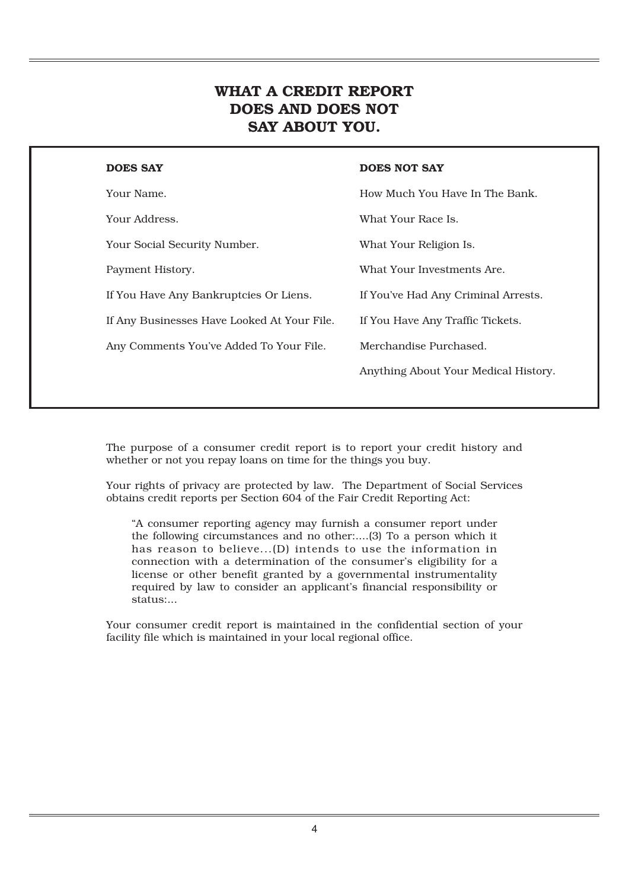# WHAT A CREDIT REPORT DOES AND DOES NOT SAY ABOUT YOU.

| DOES SAY | DOES NOT SAY |
|---|---|
| Your Name. | How Much You Have In The Bank. |
| Your Address. | What Your Race Is. |
| Your Social Security Number. | What Your Religion Is. |
| Payment History. | What Your Investments Are. |
| If You Have Any Bankruptcies Or Liens. | If You've Had Any Criminal Arrests. |
| If Any Businesses Have Looked At Your File. | If You Have Any Traffic Tickets. |
| Any Comments You've Added To Your File. | Merchandise Purchased. |
| | Anything About Your Medical History. |

The purpose of a consumer credit report is to report your credit history and whether or not you repay loans on time for the things you buy.

Your rights of privacy are protected by law. The Department of Social Services obtains credit reports per Section 604 of the Fair Credit Reporting Act:

> "A consumer reporting agency may furnish a consumer report under the following circumstances and no other:....(3) To a person which it has reason to believe...(D) intends to use the information in connection with a determination of the consumer's eligibility for a license or other benefit granted by a governmental instrumentality required by law to consider an applicant's financial responsibility or status:...

Your consumer credit report is maintained in the confidential section of your facility file which is maintained in your local regional office.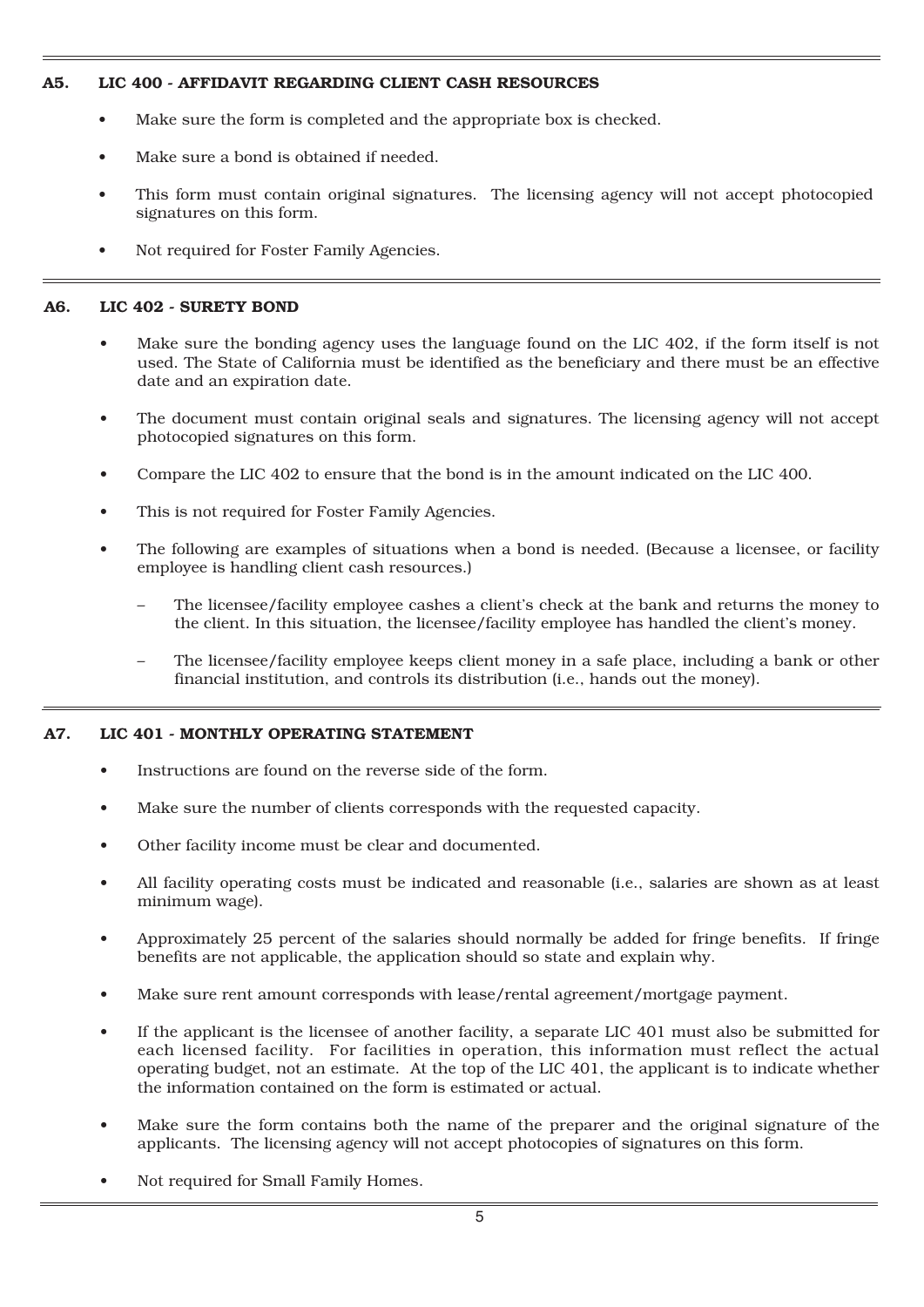### A5. LIC 400 - AFFIDAVIT REGARDING CLIENT CASH RESOURCES

- Make sure the form is completed and the appropriate box is checked.
- Make sure a bond is obtained if needed.
- This form must contain original signatures. The licensing agency will not accept photocopied signatures on this form.
- Not required for Foster Family Agencies.

### A6. LIC 402 - SURETY BOND

- Make sure the bonding agency uses the language found on the LIC 402, if the form itself is not used. The State of California must be identified as the beneficiary and there must be an effective date and an expiration date.
- The document must contain original seals and signatures. The licensing agency will not accept photocopied signatures on this form.
- Compare the LIC 402 to ensure that the bond is in the amount indicated on the LIC 400.
- This is not required for Foster Family Agencies.
- The following are examples of situations when a bond is needed. (Because a licensee, or facility employee is handling client cash resources.)
  - The licensee/facility employee cashes a client's check at the bank and returns the money to the client. In this situation, the licensee/facility employee has handled the client's money.
  - The licensee/facility employee keeps client money in a safe place, including a bank or other financial institution, and controls its distribution (i.e., hands out the money).

### A7. LIC 401 - MONTHLY OPERATING STATEMENT

- Instructions are found on the reverse side of the form.
- Make sure the number of clients corresponds with the requested capacity.
- Other facility income must be clear and documented.
- All facility operating costs must be indicated and reasonable (i.e., salaries are shown as at least minimum wage).
- Approximately 25 percent of the salaries should normally be added for fringe benefits. If fringe benefits are not applicable, the application should so state and explain why.
- Make sure rent amount corresponds with lease/rental agreement/mortgage payment.
- If the applicant is the licensee of another facility, a separate LIC 401 must also be submitted for each licensed facility. For facilities in operation, this information must reflect the actual operating budget, not an estimate. At the top of the LIC 401, the applicant is to indicate whether the information contained on the form is estimated or actual.
- Make sure the form contains both the name of the preparer and the original signature of the applicants. The licensing agency will not accept photocopies of signatures on this form.
- Not required for Small Family Homes.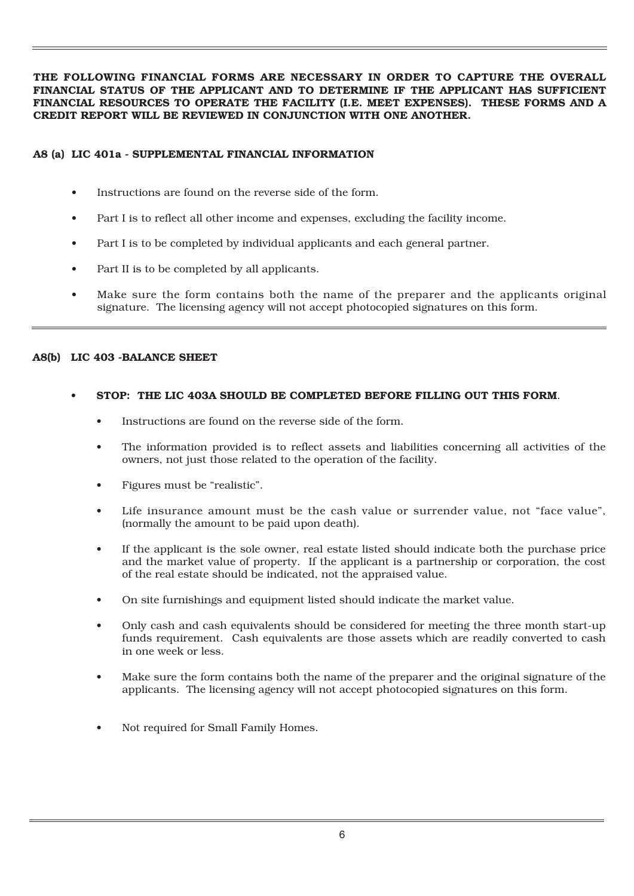**THE FOLLOWING FINANCIAL FORMS ARE NECESSARY IN ORDER TO CAPTURE THE OVERALL FINANCIAL STATUS OF THE APPLICANT AND TO DETERMINE IF THE APPLICANT HAS SUFFICIENT FINANCIAL RESOURCES TO OPERATE THE FACILITY (I.E. MEET EXPENSES). THESE FORMS AND A CREDIT REPORT WILL BE REVIEWED IN CONJUNCTION WITH ONE ANOTHER.**

### A8 (a) LIC 401a - SUPPLEMENTAL FINANCIAL INFORMATION

- Instructions are found on the reverse side of the form.
- Part I is to reflect all other income and expenses, excluding the facility income.
- Part I is to be completed by individual applicants and each general partner.
- Part II is to be completed by all applicants.
- Make sure the form contains both the name of the preparer and the applicants original signature. The licensing agency will not accept photocopied signatures on this form.

### A8(b) LIC 403 -BALANCE SHEET

- **STOP: THE LIC 403A SHOULD BE COMPLETED BEFORE FILLING OUT THIS FORM**.
  - Instructions are found on the reverse side of the form.
  - The information provided is to reflect assets and liabilities concerning all activities of the owners, not just those related to the operation of the facility.
  - Figures must be "realistic".
  - Life insurance amount must be the cash value or surrender value, not "face value", (normally the amount to be paid upon death).
  - If the applicant is the sole owner, real estate listed should indicate both the purchase price and the market value of property. If the applicant is a partnership or corporation, the cost of the real estate should be indicated, not the appraised value.
  - On site furnishings and equipment listed should indicate the market value.
  - Only cash and cash equivalents should be considered for meeting the three month start-up funds requirement. Cash equivalents are those assets which are readily converted to cash in one week or less.
  - Make sure the form contains both the name of the preparer and the original signature of the applicants. The licensing agency will not accept photocopied signatures on this form.
  - Not required for Small Family Homes.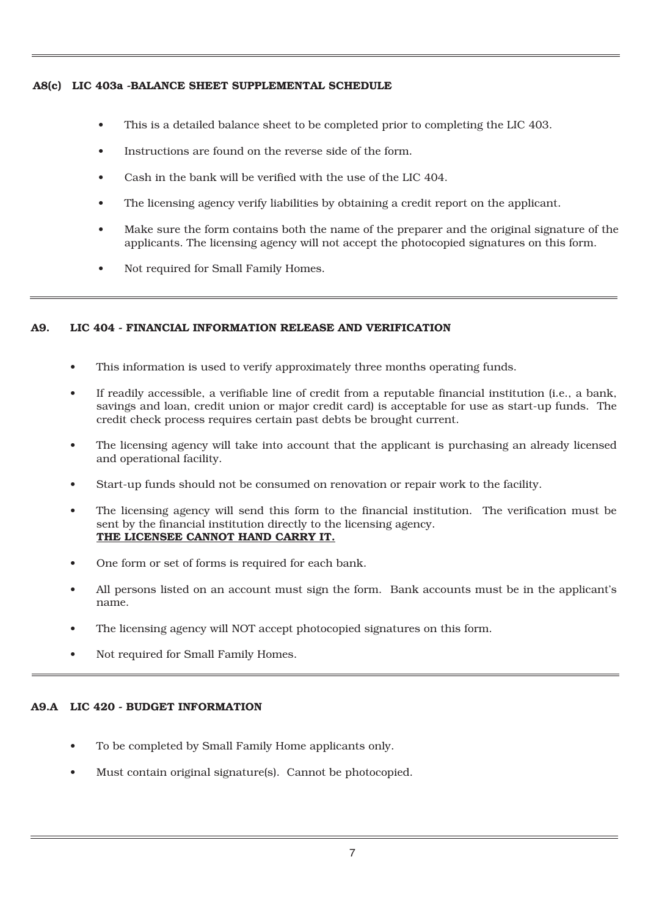### A8(c) LIC 403a -BALANCE SHEET SUPPLEMENTAL SCHEDULE

- This is a detailed balance sheet to be completed prior to completing the LIC 403.
- Instructions are found on the reverse side of the form.
- Cash in the bank will be verified with the use of the LIC 404.
- The licensing agency verify liabilities by obtaining a credit report on the applicant.
- Make sure the form contains both the name of the preparer and the original signature of the applicants. The licensing agency will not accept the photocopied signatures on this form.
- Not required for Small Family Homes.

### A9. LIC 404 - FINANCIAL INFORMATION RELEASE AND VERIFICATION

- This information is used to verify approximately three months operating funds.
- If readily accessible, a verifiable line of credit from a reputable financial institution (i.e., a bank, savings and loan, credit union or major credit card) is acceptable for use as start-up funds. The credit check process requires certain past debts be brought current.
- The licensing agency will take into account that the applicant is purchasing an already licensed and operational facility.
- Start-up funds should not be consumed on renovation or repair work to the facility.
- The licensing agency will send this form to the financial institution. The verification must be sent by the financial institution directly to the licensing agency.
  **THE LICENSEE CANNOT HAND CARRY IT.**
- One form or set of forms is required for each bank.
- All persons listed on an account must sign the form. Bank accounts must be in the applicant's name.
- The licensing agency will NOT accept photocopied signatures on this form.
- Not required for Small Family Homes.

### A9.A LIC 420 - BUDGET INFORMATION

- To be completed by Small Family Home applicants only.
- Must contain original signature(s). Cannot be photocopied.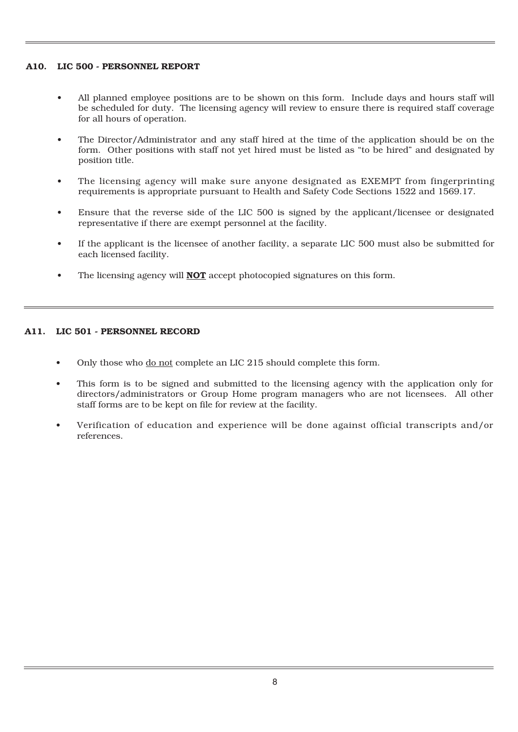### A10. LIC 500 - PERSONNEL REPORT

- All planned employee positions are to be shown on this form. Include days and hours staff will be scheduled for duty. The licensing agency will review to ensure there is required staff coverage for all hours of operation.
- The Director/Administrator and any staff hired at the time of the application should be on the form. Other positions with staff not yet hired must be listed as "to be hired" and designated by position title.
- The licensing agency will make sure anyone designated as EXEMPT from fingerprinting requirements is appropriate pursuant to Health and Safety Code Sections 1522 and 1569.17.
- Ensure that the reverse side of the LIC 500 is signed by the applicant/licensee or designated representative if there are exempt personnel at the facility.
- If the applicant is the licensee of another facility, a separate LIC 500 must also be submitted for each licensed facility.
- The licensing agency will **NOT** accept photocopied signatures on this form.

### A11. LIC 501 - PERSONNEL RECORD

- Only those who do not complete an LIC 215 should complete this form.
- This form is to be signed and submitted to the licensing agency with the application only for directors/administrators or Group Home program managers who are not licensees. All other staff forms are to be kept on file for review at the facility.
- Verification of education and experience will be done against official transcripts and/or references.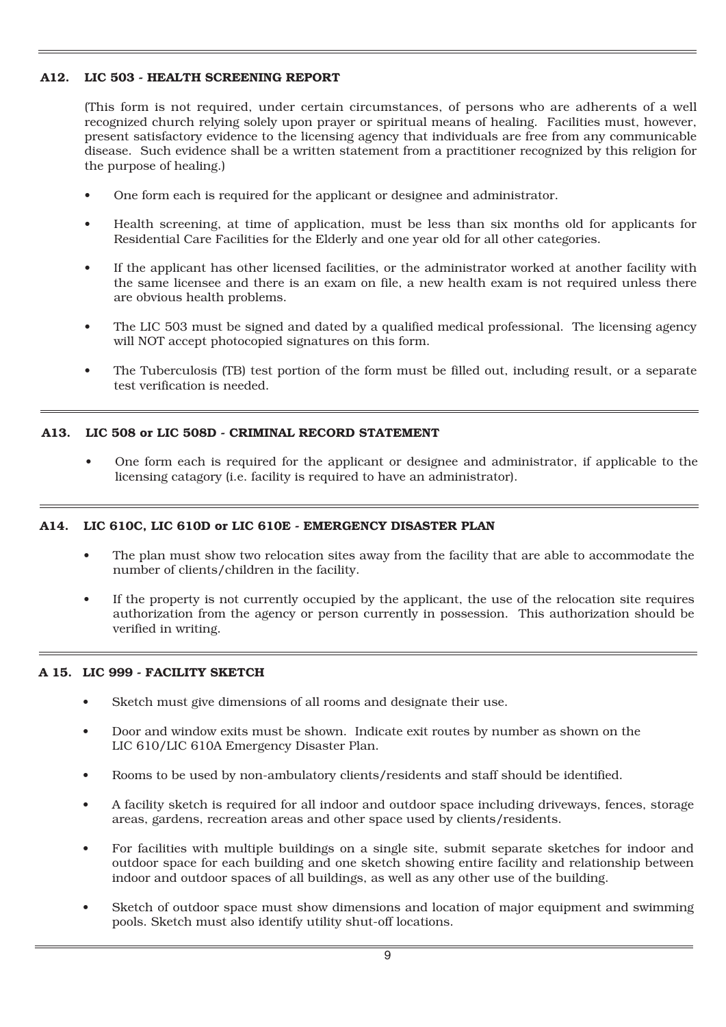### A12. LIC 503 - HEALTH SCREENING REPORT

(This form is not required, under certain circumstances, of persons who are adherents of a well recognized church relying solely upon prayer or spiritual means of healing. Facilities must, however, present satisfactory evidence to the licensing agency that individuals are free from any communicable disease. Such evidence shall be a written statement from a practitioner recognized by this religion for the purpose of healing.)

- One form each is required for the applicant or designee and administrator.
- Health screening, at time of application, must be less than six months old for applicants for Residential Care Facilities for the Elderly and one year old for all other categories.
- If the applicant has other licensed facilities, or the administrator worked at another facility with the same licensee and there is an exam on file, a new health exam is not required unless there are obvious health problems.
- The LIC 503 must be signed and dated by a qualified medical professional. The licensing agency will NOT accept photocopied signatures on this form.
- The Tuberculosis (TB) test portion of the form must be filled out, including result, or a separate test verification is needed.

### A13. LIC 508 or LIC 508D - CRIMINAL RECORD STATEMENT

- One form each is required for the applicant or designee and administrator, if applicable to the licensing catagory (i.e. facility is required to have an administrator).

### A14. LIC 610C, LIC 610D or LIC 610E - EMERGENCY DISASTER PLAN

- The plan must show two relocation sites away from the facility that are able to accommodate the number of clients/children in the facility.
- If the property is not currently occupied by the applicant, the use of the relocation site requires authorization from the agency or person currently in possession. This authorization should be verified in writing.

### A 15. LIC 999 - FACILITY SKETCH

- Sketch must give dimensions of all rooms and designate their use.
- Door and window exits must be shown. Indicate exit routes by number as shown on the LIC 610/LIC 610A Emergency Disaster Plan.
- Rooms to be used by non-ambulatory clients/residents and staff should be identified.
- A facility sketch is required for all indoor and outdoor space including driveways, fences, storage areas, gardens, recreation areas and other space used by clients/residents.
- For facilities with multiple buildings on a single site, submit separate sketches for indoor and outdoor space for each building and one sketch showing entire facility and relationship between indoor and outdoor spaces of all buildings, as well as any other use of the building.
- Sketch of outdoor space must show dimensions and location of major equipment and swimming pools. Sketch must also identify utility shut-off locations.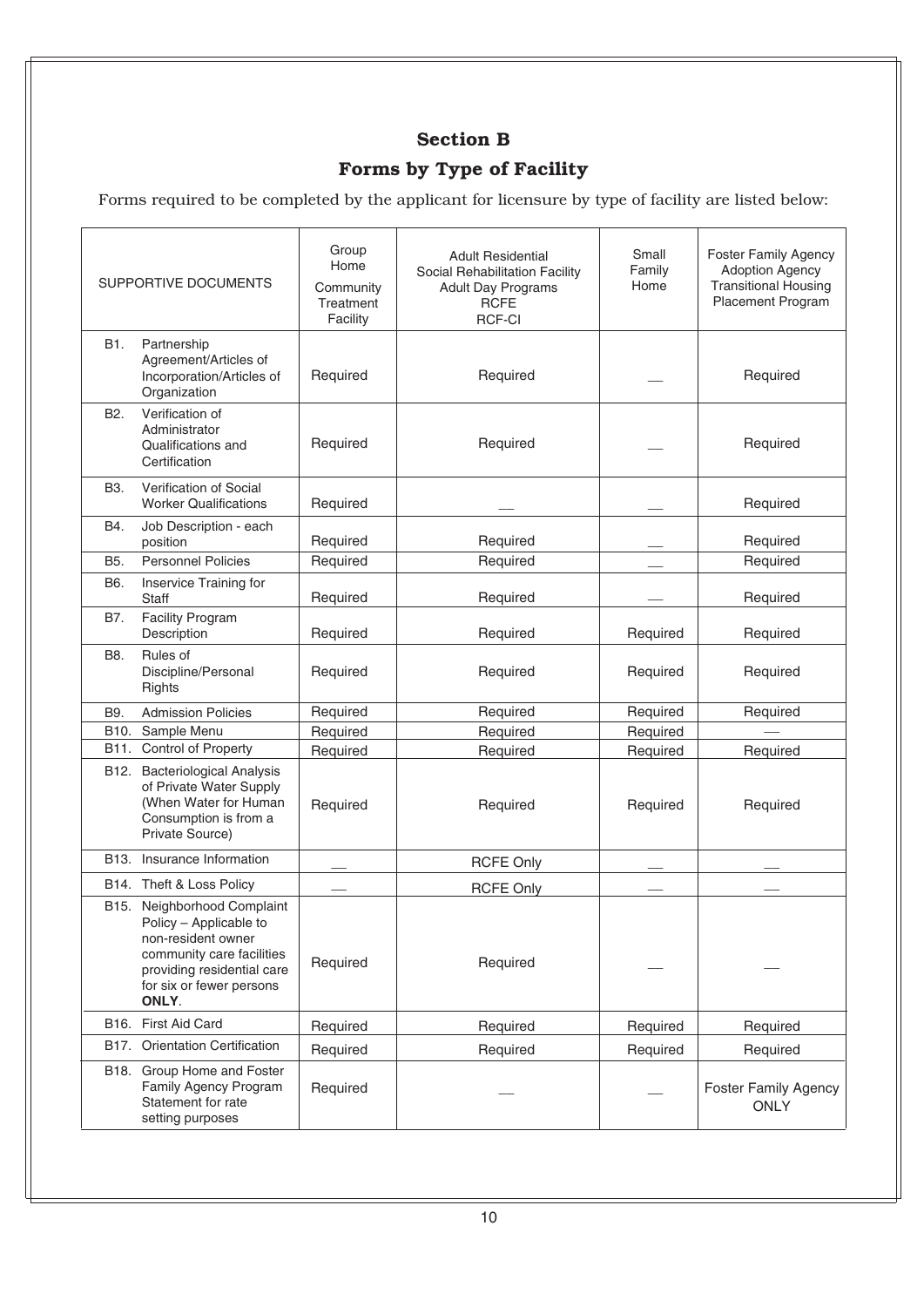# Section B

## Forms by Type of Facility

Forms required to be completed by the applicant for licensure by type of facility are listed below:

| SUPPORTIVE DOCUMENTS | Group Home Community Treatment Facility | Adult Residential Social Rehabilitation Facility Adult Day Programs RCFE RCF-CI | Small Family Home | Foster Family Agency Adoption Agency Transitional Housing Placement Program |
|---|---|---|---|---|
| B1. Partnership Agreement/Articles of Incorporation/Articles of Organization | Required | Required | __ | Required |
| B2. Verification of Administrator Qualifications and Certification | Required | Required | __ | Required |
| B3. Verification of Social Worker Qualifications | Required | __ | __ | Required |
| B4. Job Description - each position | Required | Required | __ | Required |
| B5. Personnel Policies | Required | Required | __ | Required |
| B6. Inservice Training for Staff | Required | Required | __ | Required |
| B7. Facility Program Description | Required | Required | Required | Required |
| B8. Rules of Discipline/Personal Rights | Required | Required | Required | Required |
| B9. Admission Policies | Required | Required | Required | Required |
| B10. Sample Menu | Required | Required | Required | __ |
| B11. Control of Property | Required | Required | Required | Required |
| B12. Bacteriological Analysis of Private Water Supply (When Water for Human Consumption is from a Private Source) | Required | Required | Required | Required |
| B13. Insurance Information | __ | RCFE Only | __ | __ |
| B14. Theft & Loss Policy | __ | RCFE Only | __ | __ |
| B15. Neighborhood Complaint Policy – Applicable to non-resident owner community care facilities providing residential care for six or fewer persons **ONLY**. | Required | Required | __ | __ |
| B16. First Aid Card | Required | Required | Required | Required |
| B17. Orientation Certification | Required | Required | Required | Required |
| B18. Group Home and Foster Family Agency Program Statement for rate setting purposes | Required | __ | __ | Foster Family Agency ONLY |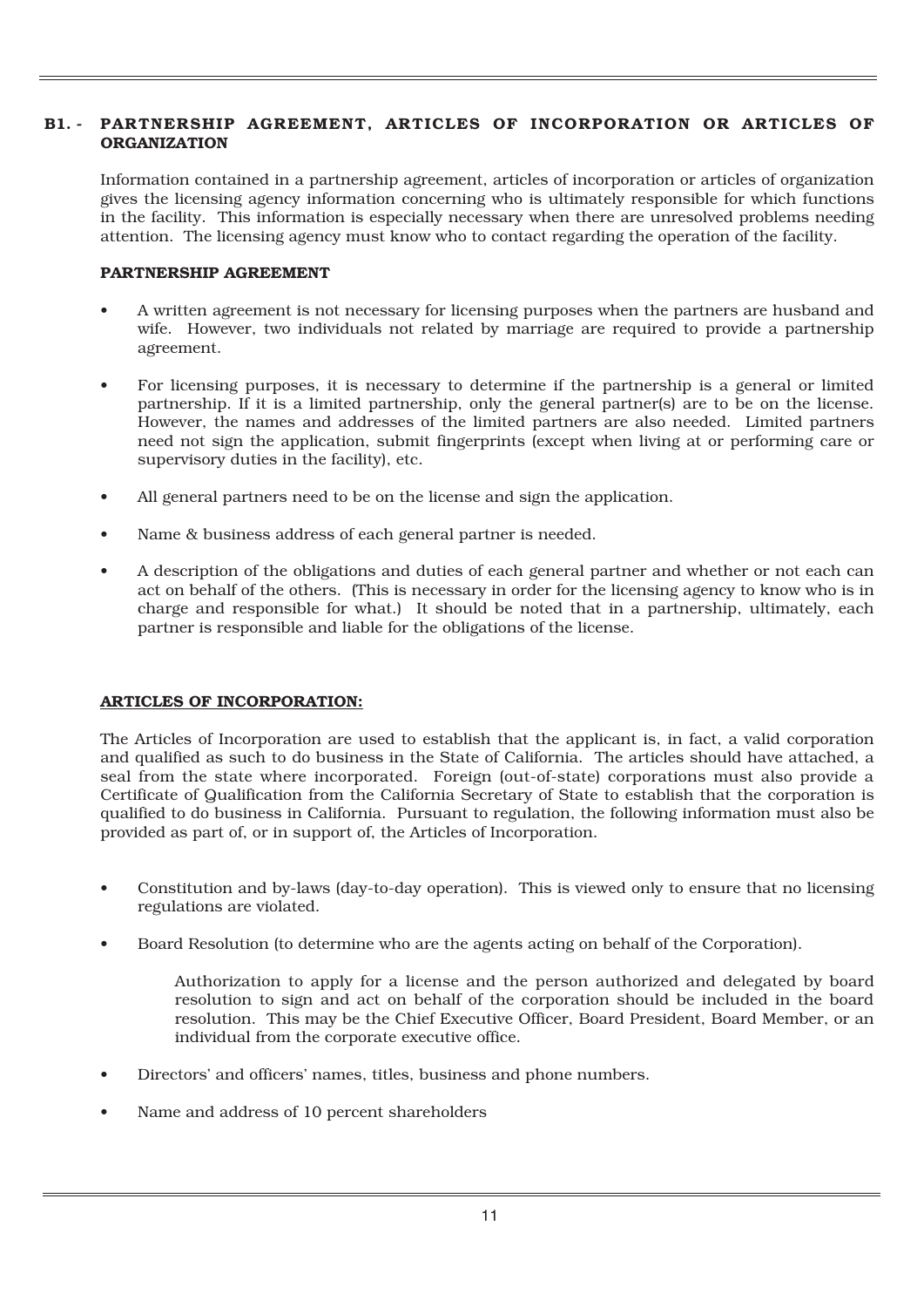## B1. - PARTNERSHIP AGREEMENT, ARTICLES OF INCORPORATION OR ARTICLES OF ORGANIZATION

Information contained in a partnership agreement, articles of incorporation or articles of organization gives the licensing agency information concerning who is ultimately responsible for which functions in the facility. This information is especially necessary when there are unresolved problems needing attention. The licensing agency must know who to contact regarding the operation of the facility.

### PARTNERSHIP AGREEMENT

- A written agreement is not necessary for licensing purposes when the partners are husband and wife. However, two individuals not related by marriage are required to provide a partnership agreement.
- For licensing purposes, it is necessary to determine if the partnership is a general or limited partnership. If it is a limited partnership, only the general partner(s) are to be on the license. However, the names and addresses of the limited partners are also needed. Limited partners need not sign the application, submit fingerprints (except when living at or performing care or supervisory duties in the facility), etc.
- All general partners need to be on the license and sign the application.
- Name & business address of each general partner is needed.
- A description of the obligations and duties of each general partner and whether or not each can act on behalf of the others. (This is necessary in order for the licensing agency to know who is in charge and responsible for what.) It should be noted that in a partnership, ultimately, each partner is responsible and liable for the obligations of the license.

### ARTICLES OF INCORPORATION:

The Articles of Incorporation are used to establish that the applicant is, in fact, a valid corporation and qualified as such to do business in the State of California. The articles should have attached, a seal from the state where incorporated. Foreign (out-of-state) corporations must also provide a Certificate of Qualification from the California Secretary of State to establish that the corporation is qualified to do business in California. Pursuant to regulation, the following information must also be provided as part of, or in support of, the Articles of Incorporation.

- Constitution and by-laws (day-to-day operation). This is viewed only to ensure that no licensing regulations are violated.
- Board Resolution (to determine who are the agents acting on behalf of the Corporation).

  Authorization to apply for a license and the person authorized and delegated by board resolution to sign and act on behalf of the corporation should be included in the board resolution. This may be the Chief Executive Officer, Board President, Board Member, or an individual from the corporate executive office.

- Directors' and officers' names, titles, business and phone numbers.
- Name and address of 10 percent shareholders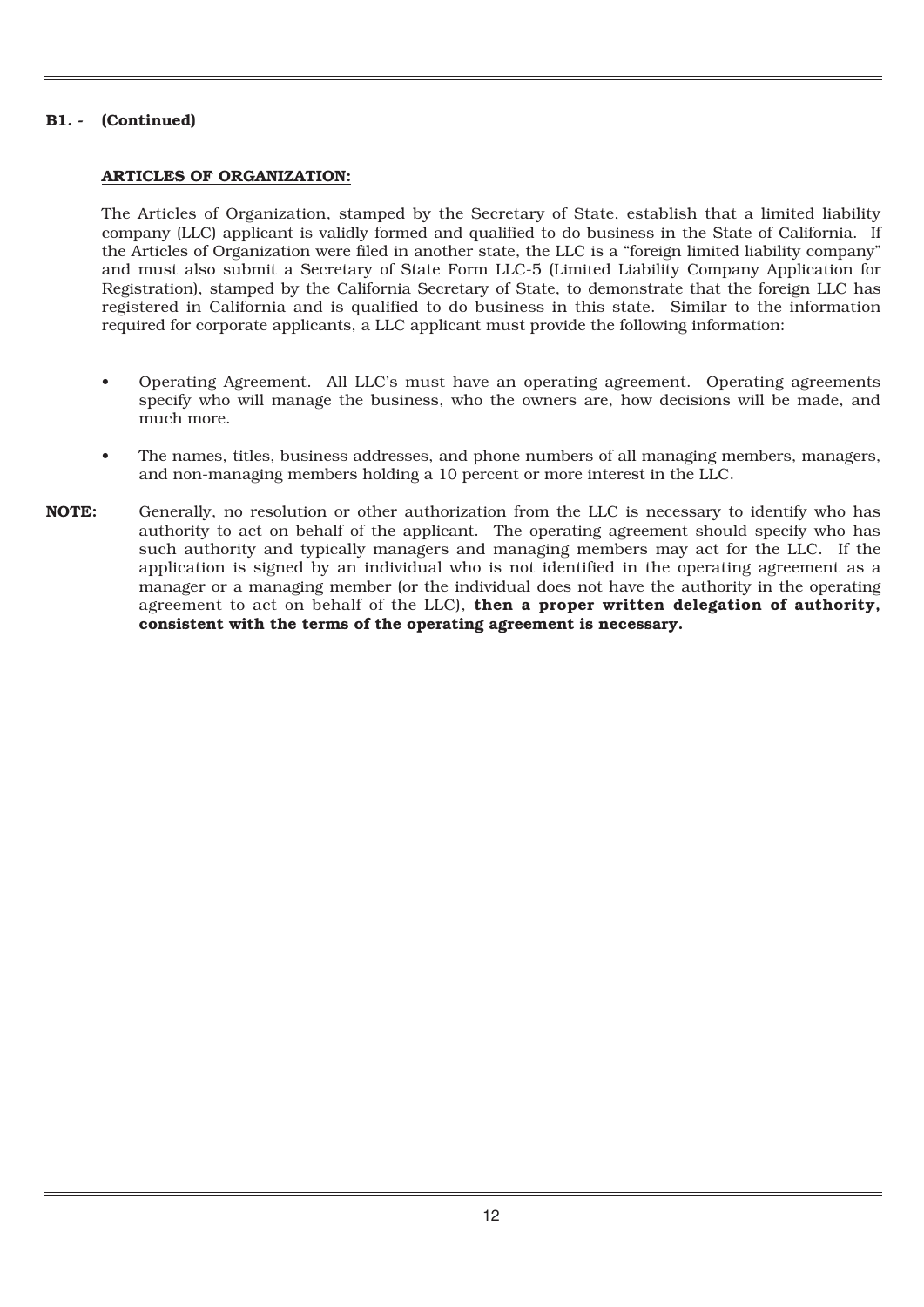**B1. - (Continued)**

**ARTICLES OF ORGANIZATION:**

The Articles of Organization, stamped by the Secretary of State, establish that a limited liability company (LLC) applicant is validly formed and qualified to do business in the State of California. If the Articles of Organization were filed in another state, the LLC is a "foreign limited liability company" and must also submit a Secretary of State Form LLC-5 (Limited Liability Company Application for Registration), stamped by the California Secretary of State, to demonstrate that the foreign LLC has registered in California and is qualified to do business in this state. Similar to the information required for corporate applicants, a LLC applicant must provide the following information:

- Operating Agreement. All LLC's must have an operating agreement. Operating agreements specify who will manage the business, who the owners are, how decisions will be made, and much more.
- The names, titles, business addresses, and phone numbers of all managing members, managers, and non-managing members holding a 10 percent or more interest in the LLC.

**NOTE:** Generally, no resolution or other authorization from the LLC is necessary to identify who has authority to act on behalf of the applicant. The operating agreement should specify who has such authority and typically managers and managing members may act for the LLC. If the application is signed by an individual who is not identified in the operating agreement as a manager or a managing member (or the individual does not have the authority in the operating agreement to act on behalf of the LLC), **then a proper written delegation of authority, consistent with the terms of the operating agreement is necessary.**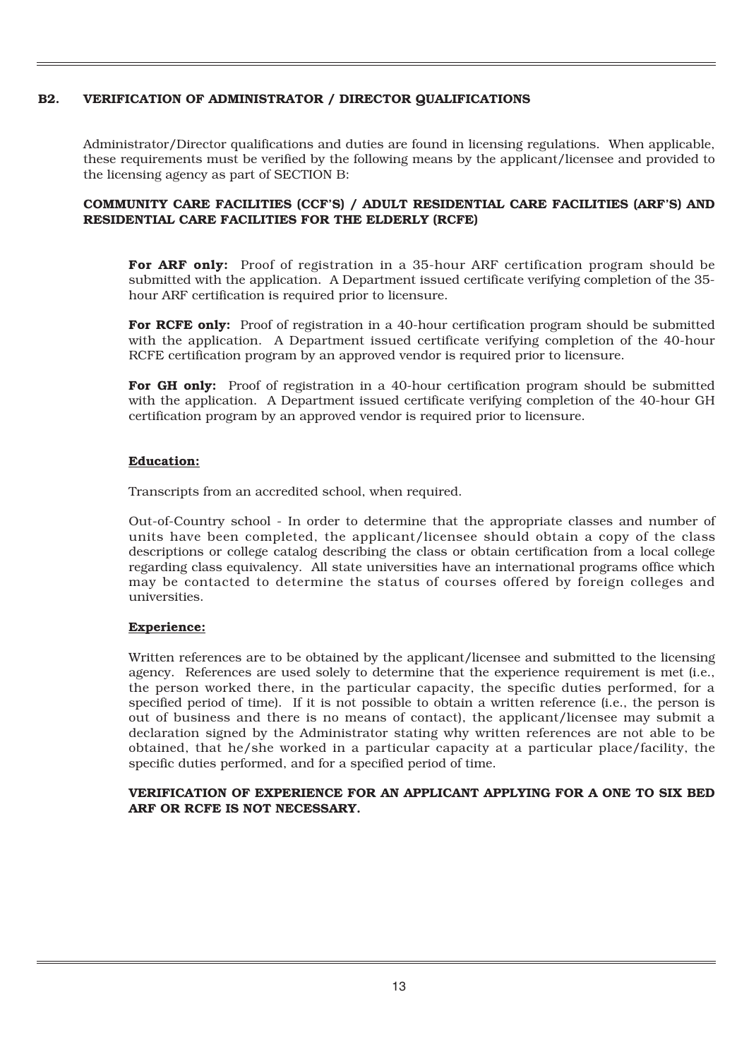## B2. VERIFICATION OF ADMINISTRATOR / DIRECTOR QUALIFICATIONS

Administrator/Director qualifications and duties are found in licensing regulations. When applicable, these requirements must be verified by the following means by the applicant/licensee and provided to the licensing agency as part of SECTION B:

**COMMUNITY CARE FACILITIES (CCF'S) / ADULT RESIDENTIAL CARE FACILITIES (ARF'S) AND RESIDENTIAL CARE FACILITIES FOR THE ELDERLY (RCFE)**

**For ARF only:** Proof of registration in a 35-hour ARF certification program should be submitted with the application. A Department issued certificate verifying completion of the 35-hour ARF certification is required prior to licensure.

**For RCFE only:** Proof of registration in a 40-hour certification program should be submitted with the application. A Department issued certificate verifying completion of the 40-hour RCFE certification program by an approved vendor is required prior to licensure.

**For GH only:** Proof of registration in a 40-hour certification program should be submitted with the application. A Department issued certificate verifying completion of the 40-hour GH certification program by an approved vendor is required prior to licensure.

**Education:**

Transcripts from an accredited school, when required.

Out-of-Country school - In order to determine that the appropriate classes and number of units have been completed, the applicant/licensee should obtain a copy of the class descriptions or college catalog describing the class or obtain certification from a local college regarding class equivalency. All state universities have an international programs office which may be contacted to determine the status of courses offered by foreign colleges and universities.

**Experience:**

Written references are to be obtained by the applicant/licensee and submitted to the licensing agency. References are used solely to determine that the experience requirement is met (i.e., the person worked there, in the particular capacity, the specific duties performed, for a specified period of time). If it is not possible to obtain a written reference (i.e., the person is out of business and there is no means of contact), the applicant/licensee may submit a declaration signed by the Administrator stating why written references are not able to be obtained, that he/she worked in a particular capacity at a particular place/facility, the specific duties performed, and for a specified period of time.

**VERIFICATION OF EXPERIENCE FOR AN APPLICANT APPLYING FOR A ONE TO SIX BED ARF OR RCFE IS NOT NECESSARY.**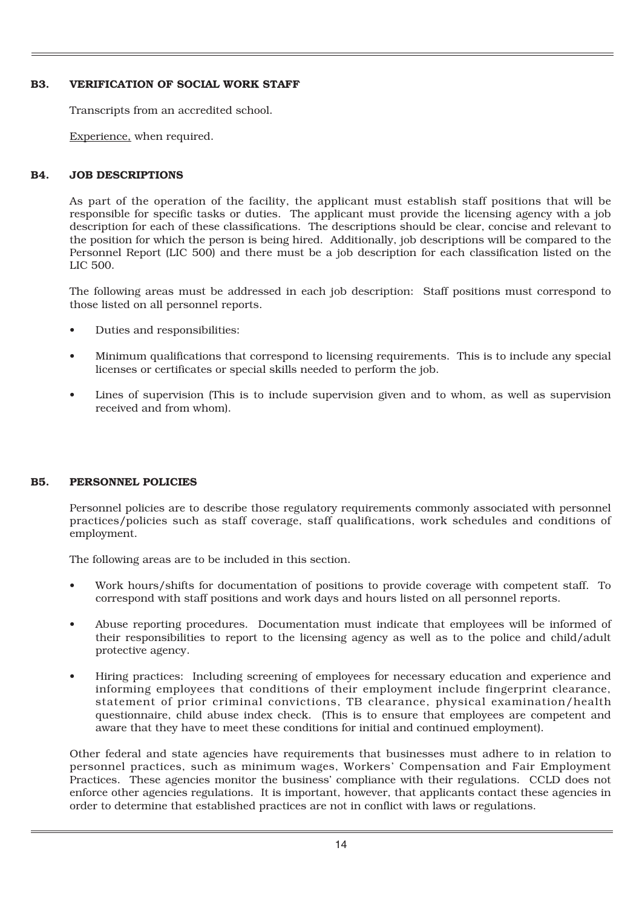### B3. VERIFICATION OF SOCIAL WORK STAFF

Transcripts from an accredited school.

Experience, when required.

### B4. JOB DESCRIPTIONS

As part of the operation of the facility, the applicant must establish staff positions that will be responsible for specific tasks or duties. The applicant must provide the licensing agency with a job description for each of these classifications. The descriptions should be clear, concise and relevant to the position for which the person is being hired. Additionally, job descriptions will be compared to the Personnel Report (LIC 500) and there must be a job description for each classification listed on the LIC 500.

The following areas must be addressed in each job description: Staff positions must correspond to those listed on all personnel reports.

- Duties and responsibilities:
- Minimum qualifications that correspond to licensing requirements. This is to include any special licenses or certificates or special skills needed to perform the job.
- Lines of supervision (This is to include supervision given and to whom, as well as supervision received and from whom).

### B5. PERSONNEL POLICIES

Personnel policies are to describe those regulatory requirements commonly associated with personnel practices/policies such as staff coverage, staff qualifications, work schedules and conditions of employment.

The following areas are to be included in this section.

- Work hours/shifts for documentation of positions to provide coverage with competent staff. To correspond with staff positions and work days and hours listed on all personnel reports.
- Abuse reporting procedures. Documentation must indicate that employees will be informed of their responsibilities to report to the licensing agency as well as to the police and child/adult protective agency.
- Hiring practices: Including screening of employees for necessary education and experience and informing employees that conditions of their employment include fingerprint clearance, statement of prior criminal convictions, TB clearance, physical examination/health questionnaire, child abuse index check. (This is to ensure that employees are competent and aware that they have to meet these conditions for initial and continued employment).

Other federal and state agencies have requirements that businesses must adhere to in relation to personnel practices, such as minimum wages, Workers' Compensation and Fair Employment Practices. These agencies monitor the business' compliance with their regulations. CCLD does not enforce other agencies regulations. It is important, however, that applicants contact these agencies in order to determine that established practices are not in conflict with laws or regulations.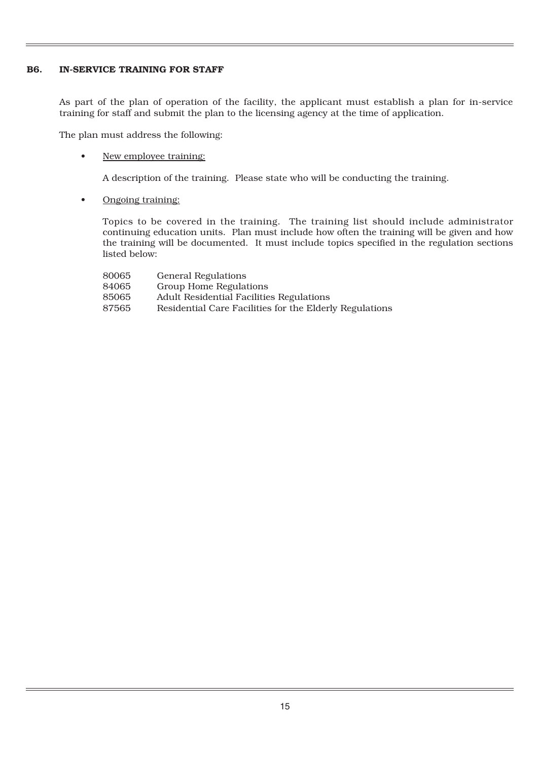## B6. IN-SERVICE TRAINING FOR STAFF

As part of the plan of operation of the facility, the applicant must establish a plan for in-service training for staff and submit the plan to the licensing agency at the time of application.

The plan must address the following:

- New employee training:

  A description of the training. Please state who will be conducting the training.

- Ongoing training:

  Topics to be covered in the training. The training list should include administrator continuing education units. Plan must include how often the training will be given and how the training will be documented. It must include topics specified in the regulation sections listed below:

  | | |
  |---|---|
  | 80065 | General Regulations |
  | 84065 | Group Home Regulations |
  | 85065 | Adult Residential Facilities Regulations |
  | 87565 | Residential Care Facilities for the Elderly Regulations |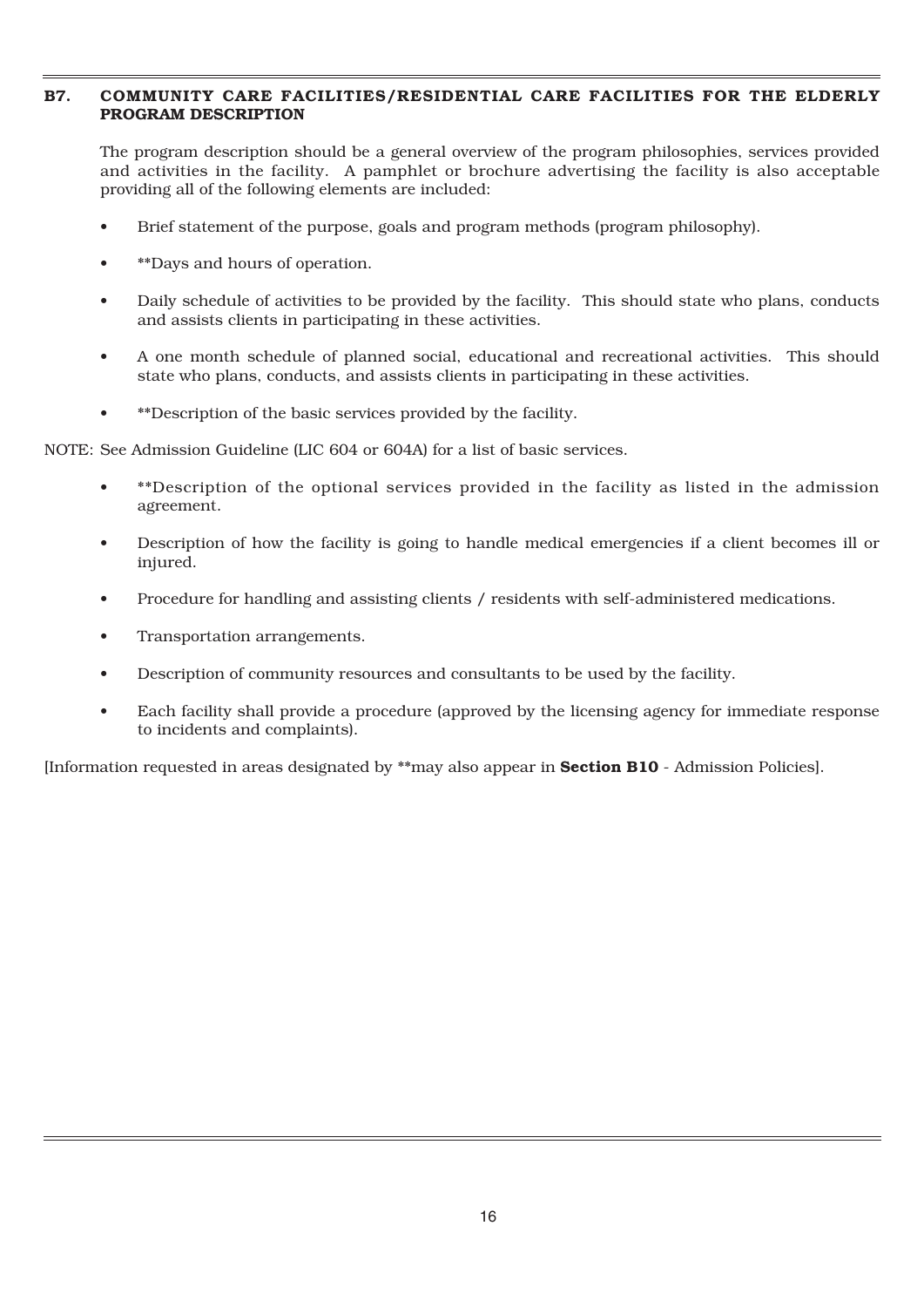## B7. COMMUNITY CARE FACILITIES/RESIDENTIAL CARE FACILITIES FOR THE ELDERLY PROGRAM DESCRIPTION

The program description should be a general overview of the program philosophies, services provided and activities in the facility. A pamphlet or brochure advertising the facility is also acceptable providing all of the following elements are included:

- Brief statement of the purpose, goals and program methods (program philosophy).
- **Days and hours of operation.
- Daily schedule of activities to be provided by the facility. This should state who plans, conducts and assists clients in participating in these activities.
- A one month schedule of planned social, educational and recreational activities. This should state who plans, conducts, and assists clients in participating in these activities.
- **Description of the basic services provided by the facility.

NOTE: See Admission Guideline (LIC 604 or 604A) for a list of basic services.

- **Description of the optional services provided in the facility as listed in the admission agreement.
- Description of how the facility is going to handle medical emergencies if a client becomes ill or injured.
- Procedure for handling and assisting clients / residents with self-administered medications.
- Transportation arrangements.
- Description of community resources and consultants to be used by the facility.
- Each facility shall provide a procedure (approved by the licensing agency for immediate response to incidents and complaints).

[Information requested in areas designated by **may also appear in **Section B10** - Admission Policies].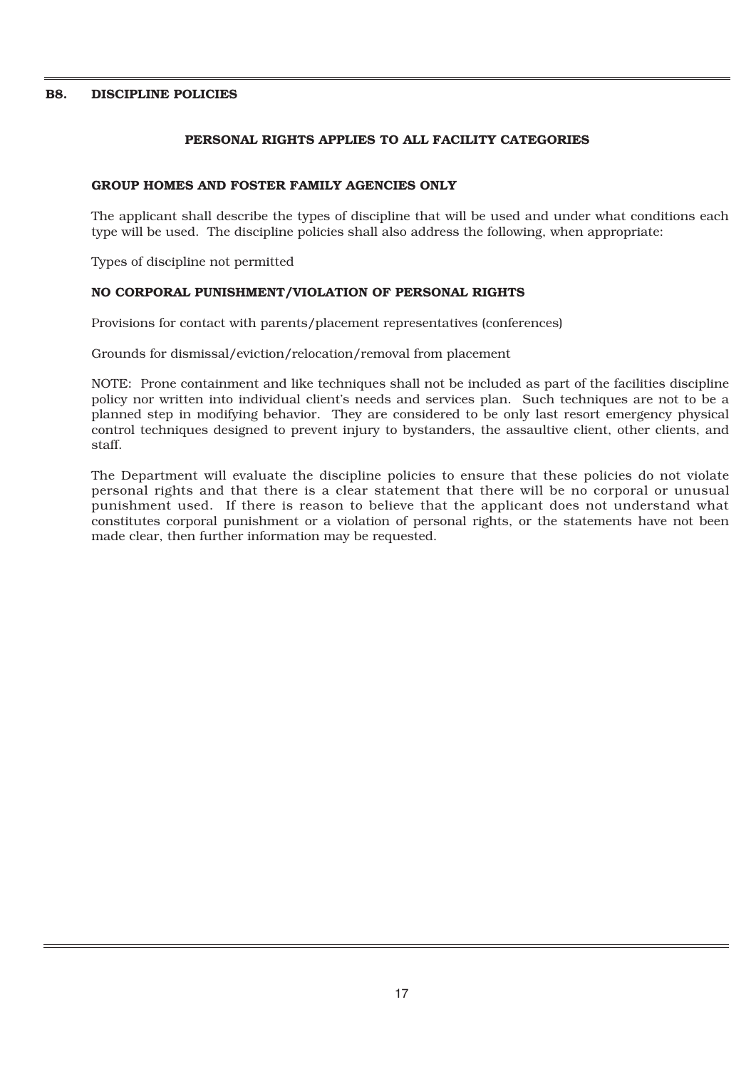## B8. DISCIPLINE POLICIES

### PERSONAL RIGHTS APPLIES TO ALL FACILITY CATEGORIES

### GROUP HOMES AND FOSTER FAMILY AGENCIES ONLY

The applicant shall describe the types of discipline that will be used and under what conditions each type will be used. The discipline policies shall also address the following, when appropriate:

Types of discipline not permitted

**NO CORPORAL PUNISHMENT/VIOLATION OF PERSONAL RIGHTS**

Provisions for contact with parents/placement representatives (conferences)

Grounds for dismissal/eviction/relocation/removal from placement

NOTE: Prone containment and like techniques shall not be included as part of the facilities discipline policy nor written into individual client's needs and services plan. Such techniques are not to be a planned step in modifying behavior. They are considered to be only last resort emergency physical control techniques designed to prevent injury to bystanders, the assaultive client, other clients, and staff.

The Department will evaluate the discipline policies to ensure that these policies do not violate personal rights and that there is a clear statement that there will be no corporal or unusual punishment used. If there is reason to believe that the applicant does not understand what constitutes corporal punishment or a violation of personal rights, or the statements have not been made clear, then further information may be requested.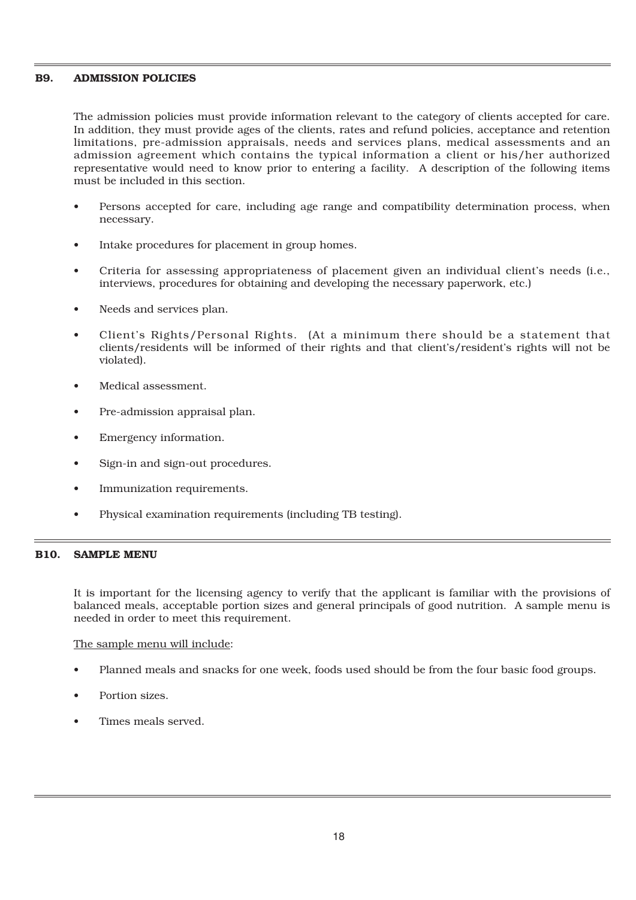## B9. ADMISSION POLICIES

The admission policies must provide information relevant to the category of clients accepted for care. In addition, they must provide ages of the clients, rates and refund policies, acceptance and retention limitations, pre-admission appraisals, needs and services plans, medical assessments and an admission agreement which contains the typical information a client or his/her authorized representative would need to know prior to entering a facility. A description of the following items must be included in this section.

- Persons accepted for care, including age range and compatibility determination process, when necessary.
- Intake procedures for placement in group homes.
- Criteria for assessing appropriateness of placement given an individual client's needs (i.e., interviews, procedures for obtaining and developing the necessary paperwork, etc.)
- Needs and services plan.
- Client's Rights/Personal Rights. (At a minimum there should be a statement that clients/residents will be informed of their rights and that client's/resident's rights will not be violated).
- Medical assessment.
- Pre-admission appraisal plan.
- Emergency information.
- Sign-in and sign-out procedures.
- Immunization requirements.
- Physical examination requirements (including TB testing).

## B10. SAMPLE MENU

It is important for the licensing agency to verify that the applicant is familiar with the provisions of balanced meals, acceptable portion sizes and general principals of good nutrition. A sample menu is needed in order to meet this requirement.

The sample menu will include:

- Planned meals and snacks for one week, foods used should be from the four basic food groups.
- Portion sizes.
- Times meals served.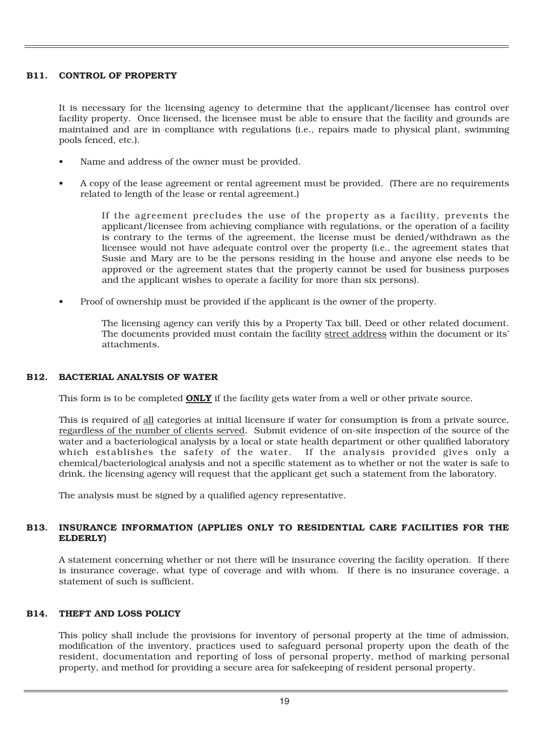## B11. CONTROL OF PROPERTY

It is necessary for the licensing agency to determine that the applicant/licensee has control over facility property. Once licensed, the licensee must be able to ensure that the facility and grounds are maintained and are in compliance with regulations (i.e., repairs made to physical plant, swimming pools fenced, etc.).

- Name and address of the owner must be provided.
- A copy of the lease agreement or rental agreement must be provided. (There are no requirements related to length of the lease or rental agreement.)

  If the agreement precludes the use of the property as a facility, prevents the applicant/licensee from achieving compliance with regulations, or the operation of a facility is contrary to the terms of the agreement, the license must be denied/withdrawn as the licensee would not have adequate control over the property (i.e., the agreement states that Susie and Mary are to be the persons residing in the house and anyone else needs to be approved or the agreement states that the property cannot be used for business purposes and the applicant wishes to operate a facility for more than six persons).

- Proof of ownership must be provided if the applicant is the owner of the property.

  The licensing agency can verify this by a Property Tax bill, Deed or other related document. The documents provided must contain the facility <u>street address</u> within the document or its' attachments.

## B12. BACTERIAL ANALYSIS OF WATER

This form is to be completed **<u>ONLY</u>** if the facility gets water from a well or other private source.

This is required of <u>all</u> categories at initial licensure if water for consumption is from a private source, <u>regardless of the number of clients served</u>. Submit evidence of on-site inspection of the source of the water and a bacteriological analysis by a local or state health department or other qualified laboratory which establishes the safety of the water. If the analysis provided gives only a chemical/bacteriological analysis and not a specific statement as to whether or not the water is safe to drink, the licensing agency will request that the applicant get such a statement from the laboratory.

The analysis must be signed by a qualified agency representative.

## B13. INSURANCE INFORMATION (APPLIES ONLY TO RESIDENTIAL CARE FACILITIES FOR THE ELDERLY)

A statement concerning whether or not there will be insurance covering the facility operation. If there is insurance coverage, what type of coverage and with whom. If there is no insurance coverage, a statement of such is sufficient.

## B14. THEFT AND LOSS POLICY

This policy shall include the provisions for inventory of personal property at the time of admission, modification of the inventory, practices used to safeguard personal property upon the death of the resident, documentation and reporting of loss of personal property, method of marking personal property, and method for providing a secure area for safekeeping of resident personal property.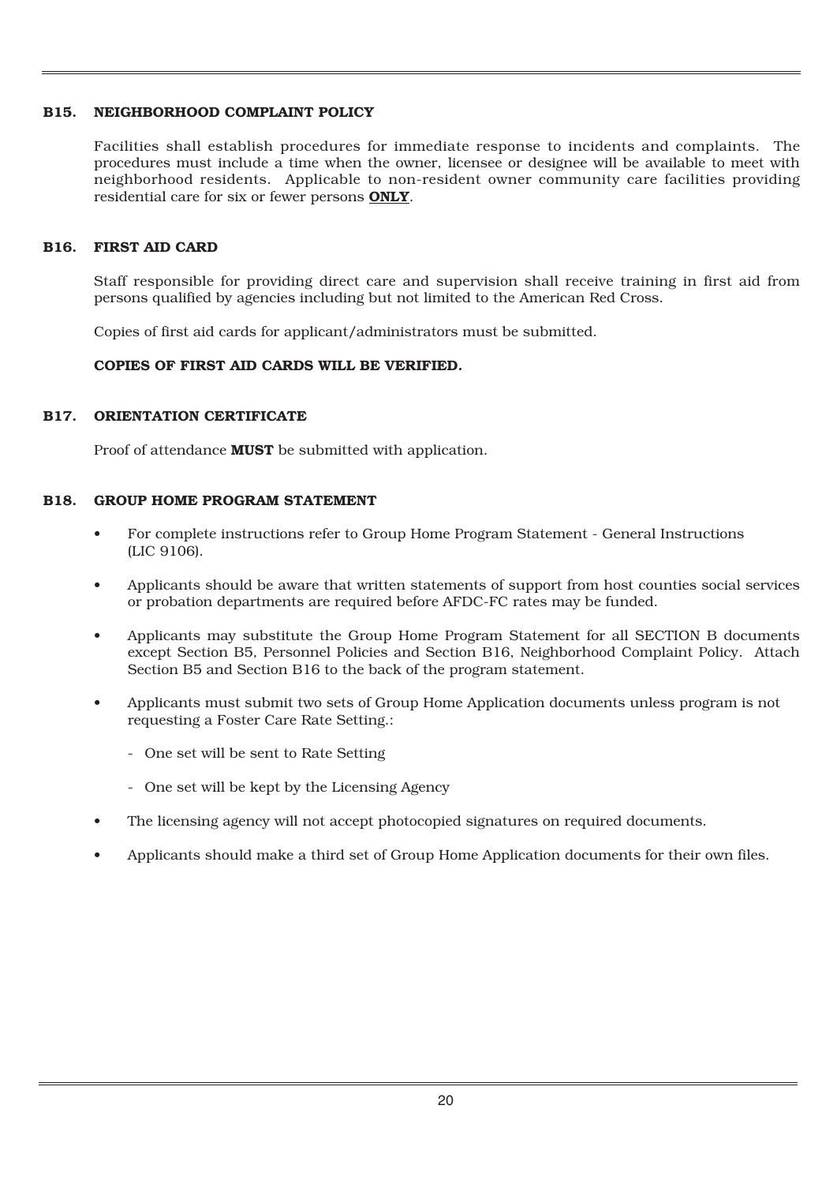### B15. NEIGHBORHOOD COMPLAINT POLICY

Facilities shall establish procedures for immediate response to incidents and complaints. The procedures must include a time when the owner, licensee or designee will be available to meet with neighborhood residents. Applicable to non-resident owner community care facilities providing residential care for six or fewer persons **ONLY**.

### B16. FIRST AID CARD

Staff responsible for providing direct care and supervision shall receive training in first aid from persons qualified by agencies including but not limited to the American Red Cross.

Copies of first aid cards for applicant/administrators must be submitted.

**COPIES OF FIRST AID CARDS WILL BE VERIFIED.**

### B17. ORIENTATION CERTIFICATE

Proof of attendance **MUST** be submitted with application.

### B18. GROUP HOME PROGRAM STATEMENT

- For complete instructions refer to Group Home Program Statement - General Instructions (LIC 9106).
- Applicants should be aware that written statements of support from host counties social services or probation departments are required before AFDC-FC rates may be funded.
- Applicants may substitute the Group Home Program Statement for all SECTION B documents except Section B5, Personnel Policies and Section B16, Neighborhood Complaint Policy. Attach Section B5 and Section B16 to the back of the program statement.
- Applicants must submit two sets of Group Home Application documents unless program is not requesting a Foster Care Rate Setting.:
  - One set will be sent to Rate Setting
  - One set will be kept by the Licensing Agency
- The licensing agency will not accept photocopied signatures on required documents.
- Applicants should make a third set of Group Home Application documents for their own files.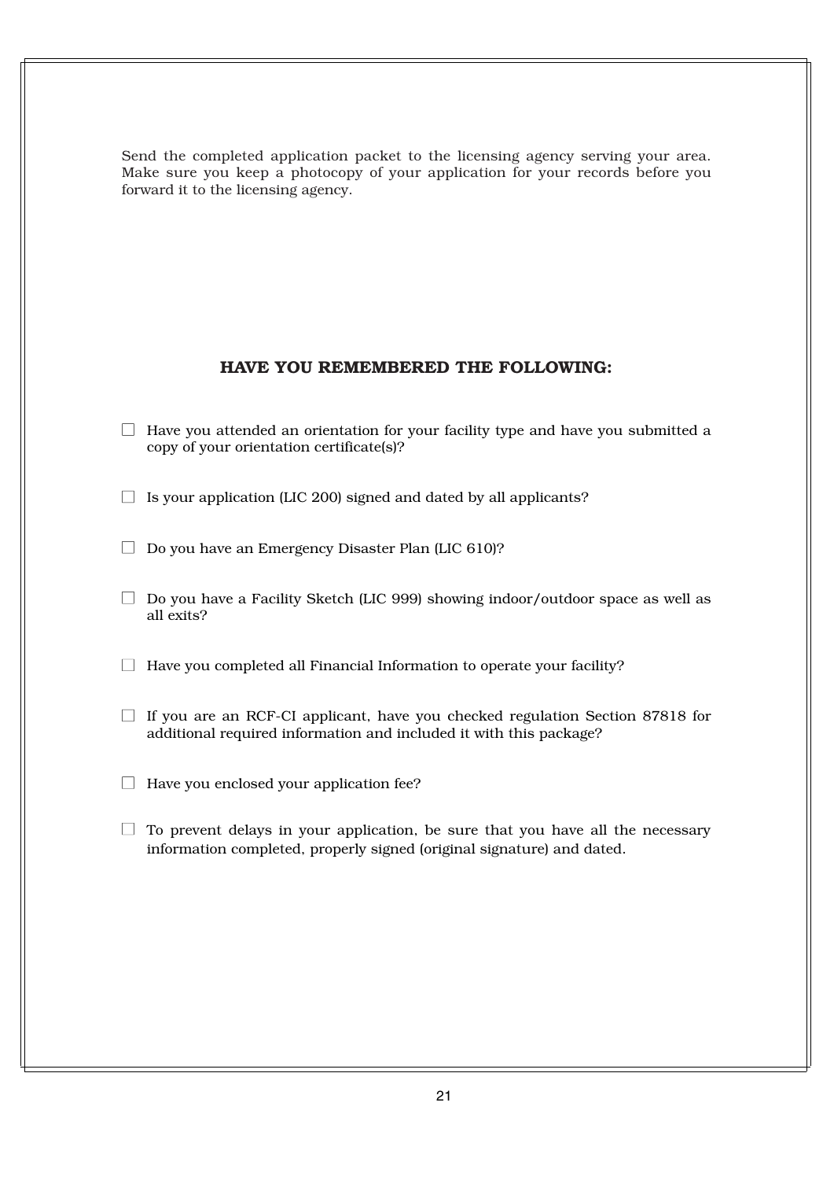Send the completed application packet to the licensing agency serving your area. Make sure you keep a photocopy of your application for your records before you forward it to the licensing agency.

## HAVE YOU REMEMBERED THE FOLLOWING:

- ☐ Have you attended an orientation for your facility type and have you submitted a copy of your orientation certificate(s)?
- ☐ Is your application (LIC 200) signed and dated by all applicants?
- ☐ Do you have an Emergency Disaster Plan (LIC 610)?
- ☐ Do you have a Facility Sketch (LIC 999) showing indoor/outdoor space as well as all exits?
- ☐ Have you completed all Financial Information to operate your facility?
- ☐ If you are an RCF-CI applicant, have you checked regulation Section 87818 for additional required information and included it with this package?
- ☐ Have you enclosed your application fee?
- ☐ To prevent delays in your application, be sure that you have all the necessary information completed, properly signed (original signature) and dated.